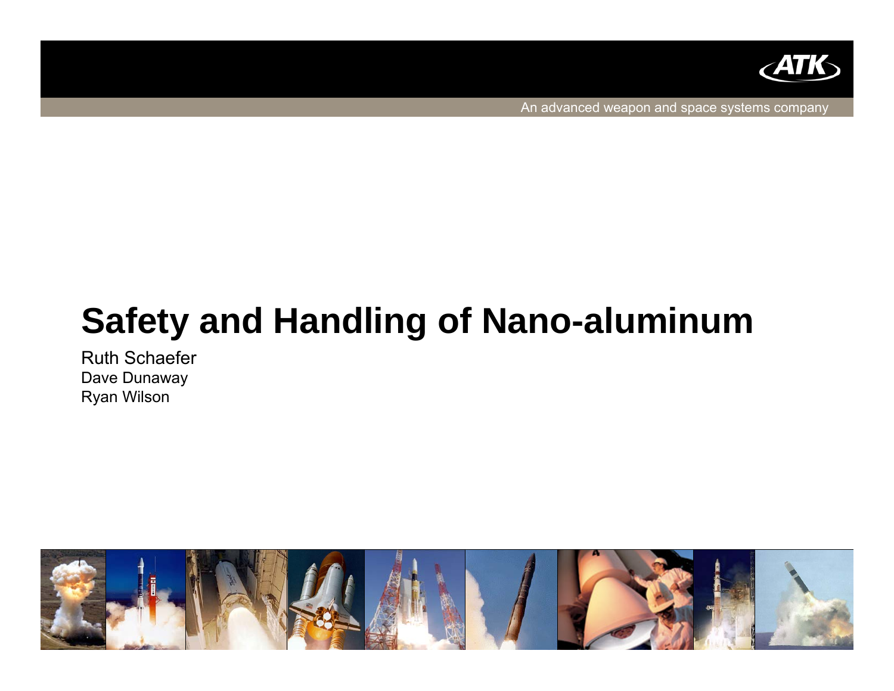ATK

An advanced weapon and space systems company

# Safety and Handling of Nano-aluminum

Ruth Schaefer
Dave Dunaway
Ryan Wilson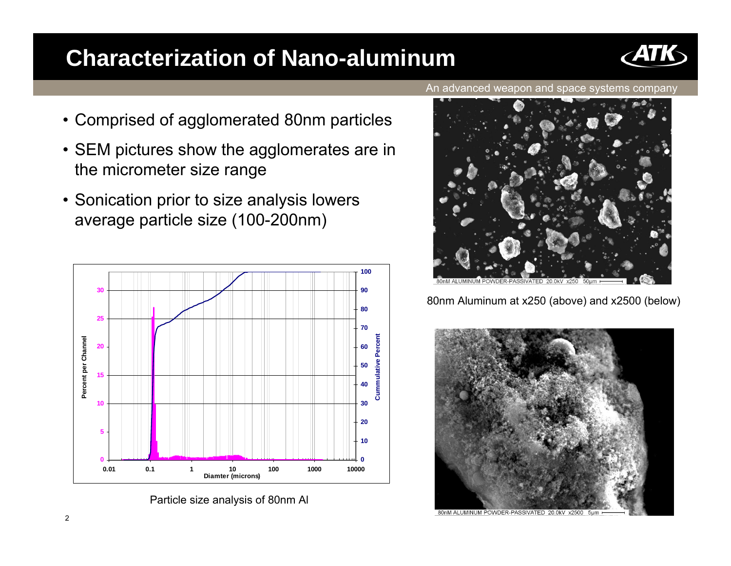# Characterization of Nano-aluminum

An advanced weapon and space systems company

- Comprised of agglomerated 80nm particles
- SEM pictures show the agglomerates are in the micrometer size range
- Sonication prior to size analysis lowers average particle size (100-200nm)

Particle size analysis of 80nm Al

80nm Aluminum at x250 (above) and x2500 (below)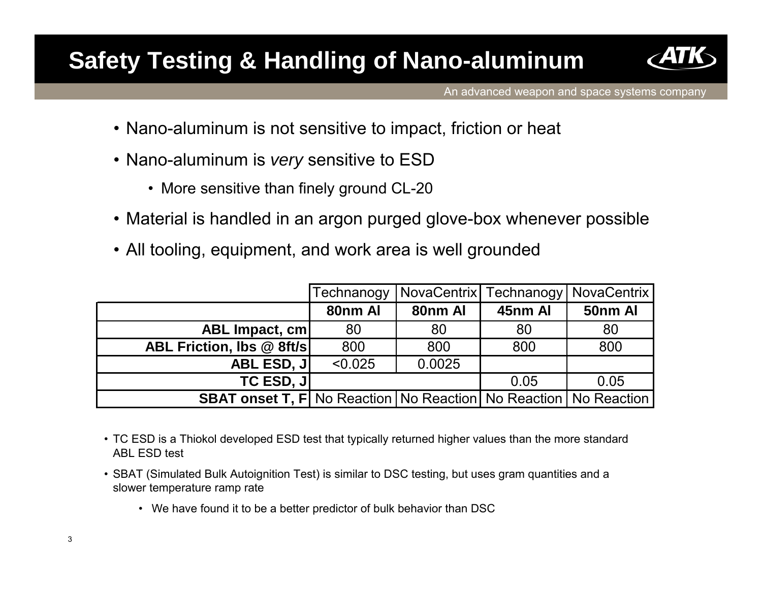# Safety Testing & Handling of Nano-aluminum

- Nano-aluminum is not sensitive to impact, friction or heat
- Nano-aluminum is *very* sensitive to ESD
  - More sensitive than finely ground CL-20
- Material is handled in an argon purged glove-box whenever possible
- All tooling, equipment, and work area is well grounded

| | Technanogy | NovaCentrix | Technanogy | NovaCentrix |
|---|---|---|---|---|
| | **80nm Al** | **80nm Al** | **45nm Al** | **50nm Al** |
| **ABL Impact, cm** | 80 | 80 | 80 | 80 |
| **ABL Friction, lbs @ 8ft/s** | 800 | 800 | 800 | 800 |
| **ABL ESD, J** | <0.025 | 0.0025 | | |
| **TC ESD, J** | | | 0.05 | 0.05 |
| **SBAT onset T, F** | No Reaction | No Reaction | No Reaction | No Reaction |

- TC ESD is a Thiokol developed ESD test that typically returned higher values than the more standard ABL ESD test
- SBAT (Simulated Bulk Autoignition Test) is similar to DSC testing, but uses gram quantities and a slower temperature ramp rate
  - We have found it to be a better predictor of bulk behavior than DSC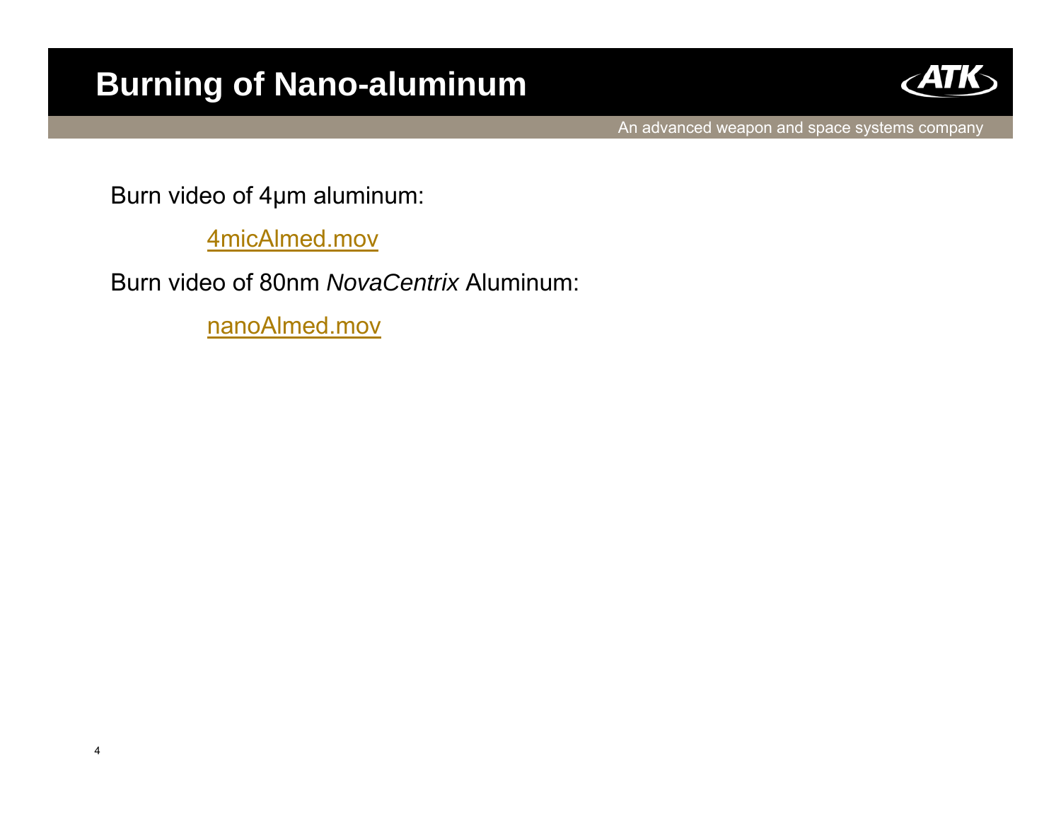# Burning of Nano-aluminum

Burn video of 4μm aluminum:

4micAlmed.mov

Burn video of 80nm *NovaCentrix* Aluminum:

nanoAlmed.mov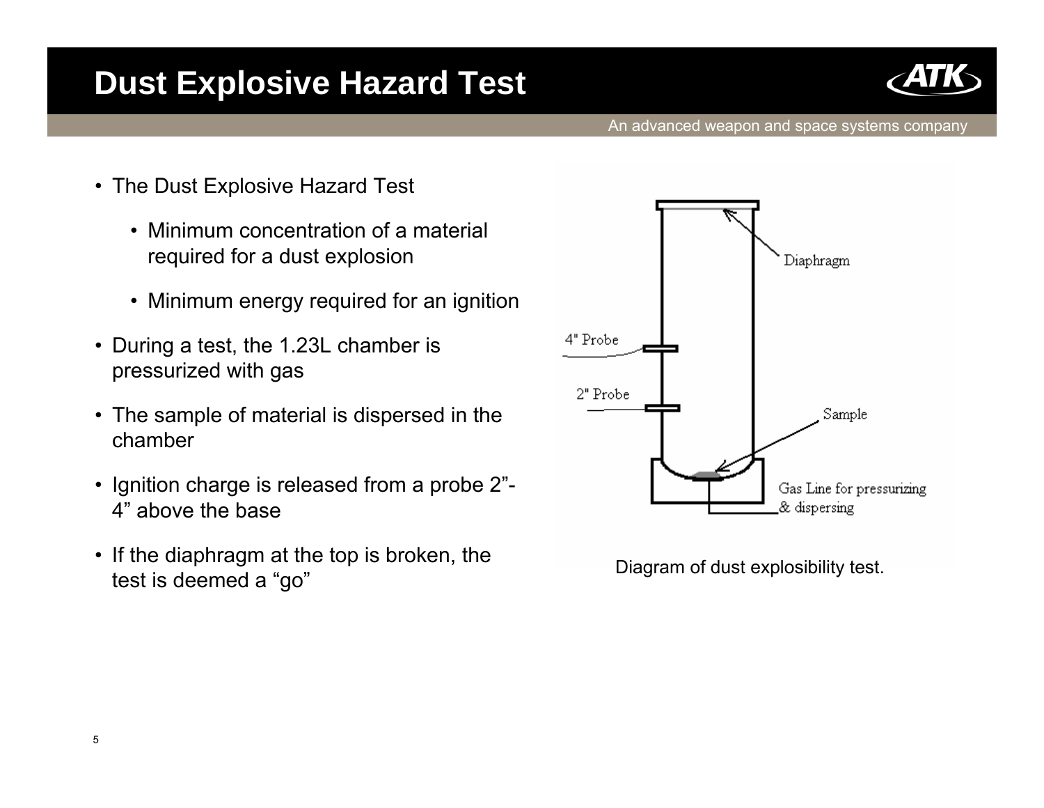# Dust Explosive Hazard Test

- The Dust Explosive Hazard Test
  - Minimum concentration of a material required for a dust explosion
  - Minimum energy required for an ignition
- During a test, the 1.23L chamber is pressurized with gas
- The sample of material is dispersed in the chamber
- Ignition charge is released from a probe 2”-4” above the base
- If the diaphragm at the top is broken, the test is deemed a “go”

Diagram of dust explosibility test.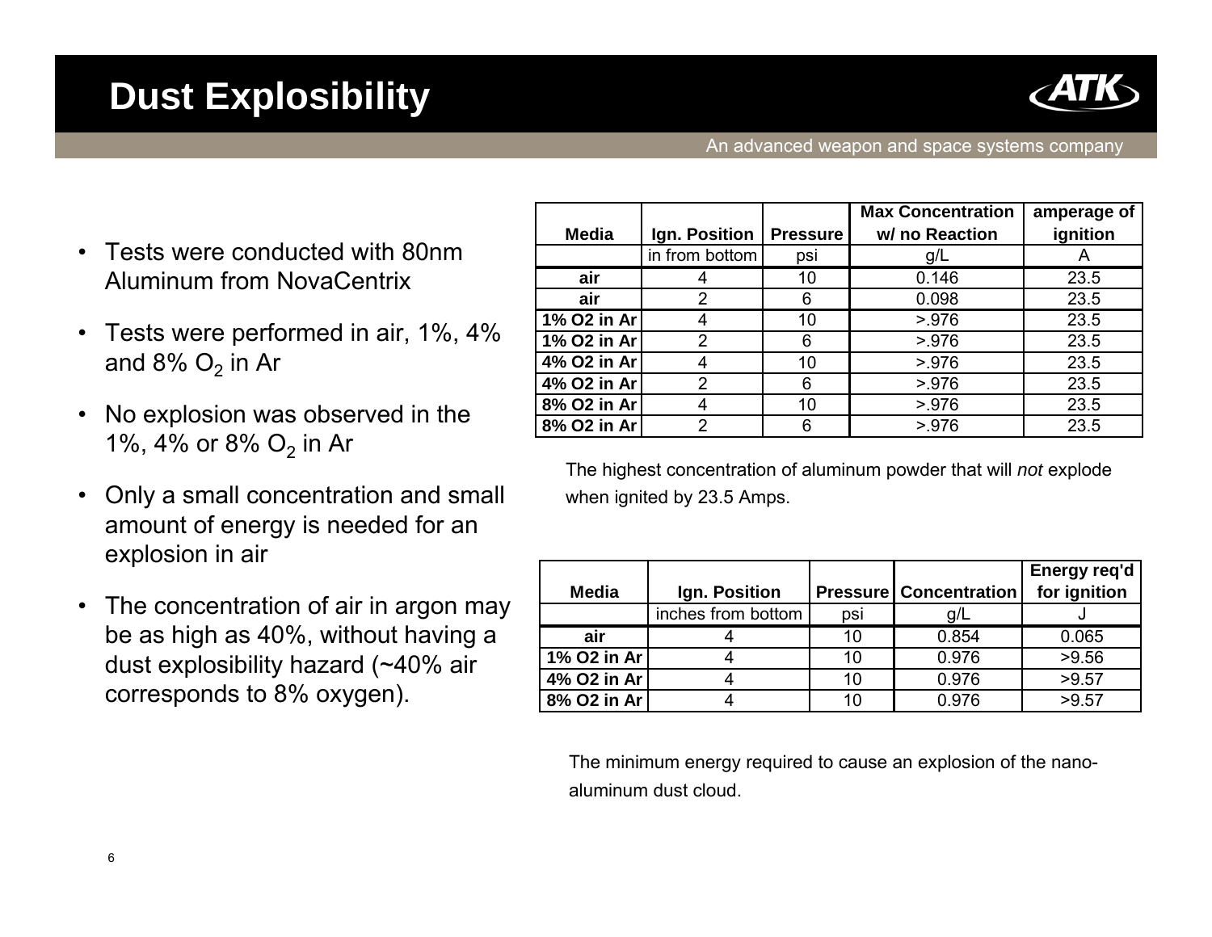# Dust Explosibility

- Tests were conducted with 80nm Aluminum from NovaCentrix
- Tests were performed in air, 1%, 4% and 8% $O_2$ in Ar
- No explosion was observed in the 1%, 4% or 8% $O_2$ in Ar
- Only a small concentration and small amount of energy is needed for an explosion in air
- The concentration of air in argon may be as high as 40%, without having a dust explosibility hazard (~40% air corresponds to 8% oxygen).

| Media | Ign. Position | Pressure | Max Concentration w/ no Reaction | amperage of ignition |
|---|---|---|---|---|
| | in from bottom | psi | g/L | A |
| **air** | 4 | 10 | 0.146 | 23.5 |
| **air** | 2 | 6 | 0.098 | 23.5 |
| **1% O2 in Ar** | 4 | 10 | >.976 | 23.5 |
| **1% O2 in Ar** | 2 | 6 | >.976 | 23.5 |
| **4% O2 in Ar** | 4 | 10 | >.976 | 23.5 |
| **4% O2 in Ar** | 2 | 6 | >.976 | 23.5 |
| **8% O2 in Ar** | 4 | 10 | >.976 | 23.5 |
| **8% O2 in Ar** | 2 | 6 | >.976 | 23.5 |

The highest concentration of aluminum powder that will *not* explode when ignited by 23.5 Amps.

| Media | Ign. Position | Pressure | Concentration | Energy req'd for ignition |
|---|---|---|---|---|
| | inches from bottom | psi | g/L | J |
| **air** | 4 | 10 | 0.854 | 0.065 |
| **1% O2 in Ar** | 4 | 10 | 0.976 | >9.56 |
| **4% O2 in Ar** | 4 | 10 | 0.976 | >9.57 |
| **8% O2 in Ar** | 4 | 10 | 0.976 | >9.57 |

The minimum energy required to cause an explosion of the nano-aluminum dust cloud.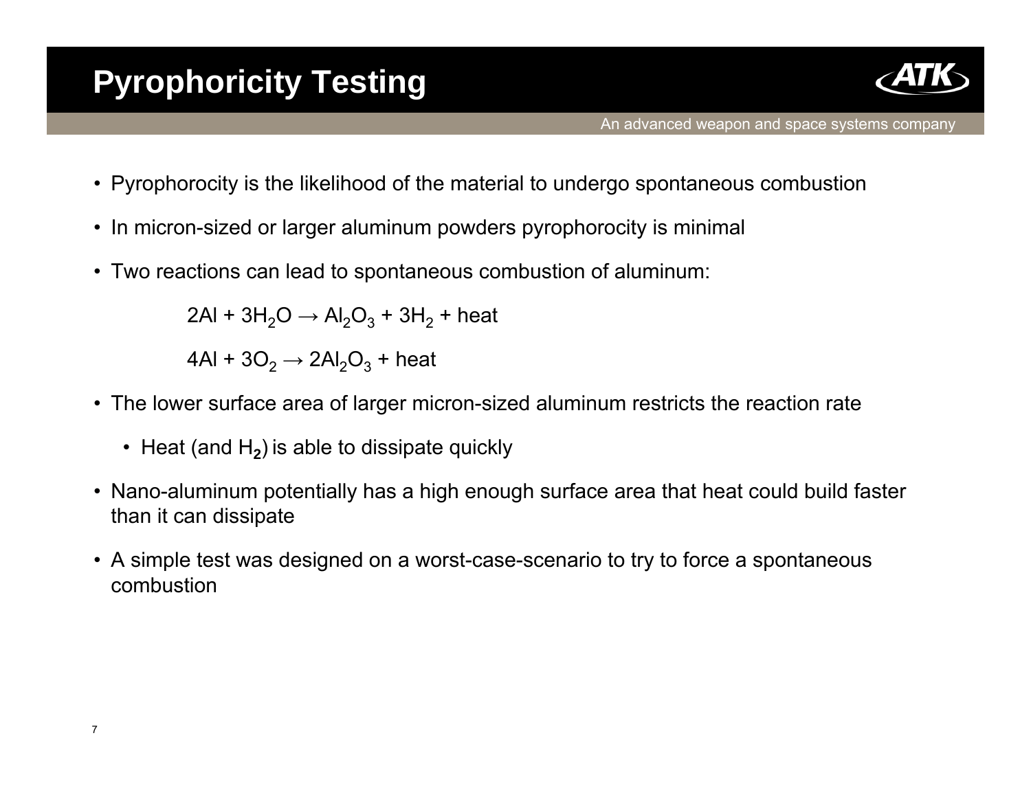# Pyrophoricity Testing

- Pyrophorocity is the likelihood of the material to undergo spontaneous combustion
- In micron-sized or larger aluminum powders pyrophorocity is minimal
- Two reactions can lead to spontaneous combustion of aluminum:

$$2Al + 3H_2O \rightarrow Al_2O_3 + 3H_2 + \text{heat}$$

$$4Al + 3O_2 \rightarrow 2Al_2O_3 + \text{heat}$$

- The lower surface area of larger micron-sized aluminum restricts the reaction rate
  - Heat (and $H_2$) is able to dissipate quickly
- Nano-aluminum potentially has a high enough surface area that heat could build faster than it can dissipate
- A simple test was designed on a worst-case-scenario to try to force a spontaneous combustion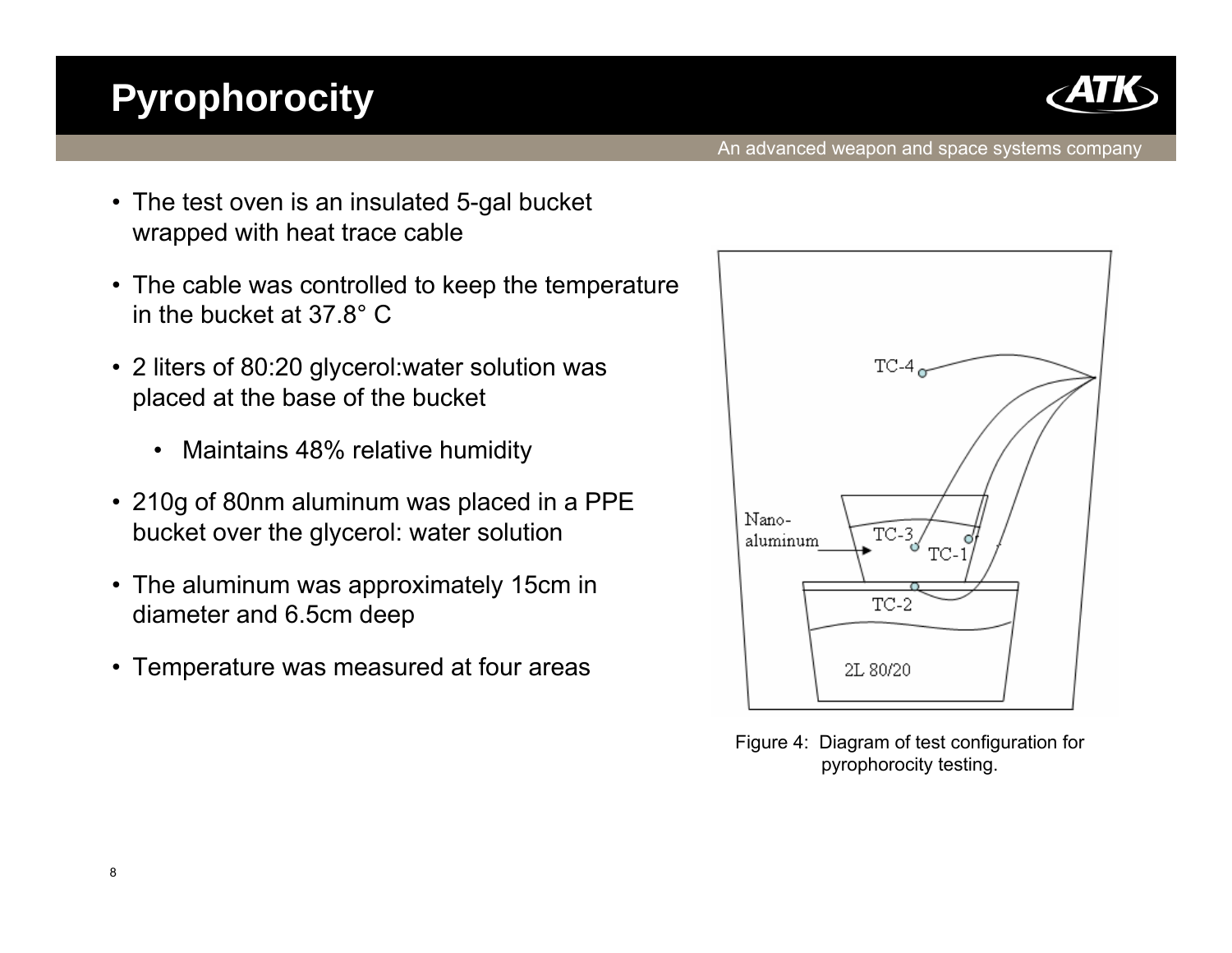# Pyrophorocity

- The test oven is an insulated 5-gal bucket wrapped with heat trace cable
- The cable was controlled to keep the temperature in the bucket at 37.8° C
- 2 liters of 80:20 glycerol:water solution was placed at the base of the bucket
  - Maintains 48% relative humidity
- 210g of 80nm aluminum was placed in a PPE bucket over the glycerol: water solution
- The aluminum was approximately 15cm in diameter and 6.5cm deep
- Temperature was measured at four areas

Figure 4: Diagram of test configuration for pyrophorocity testing.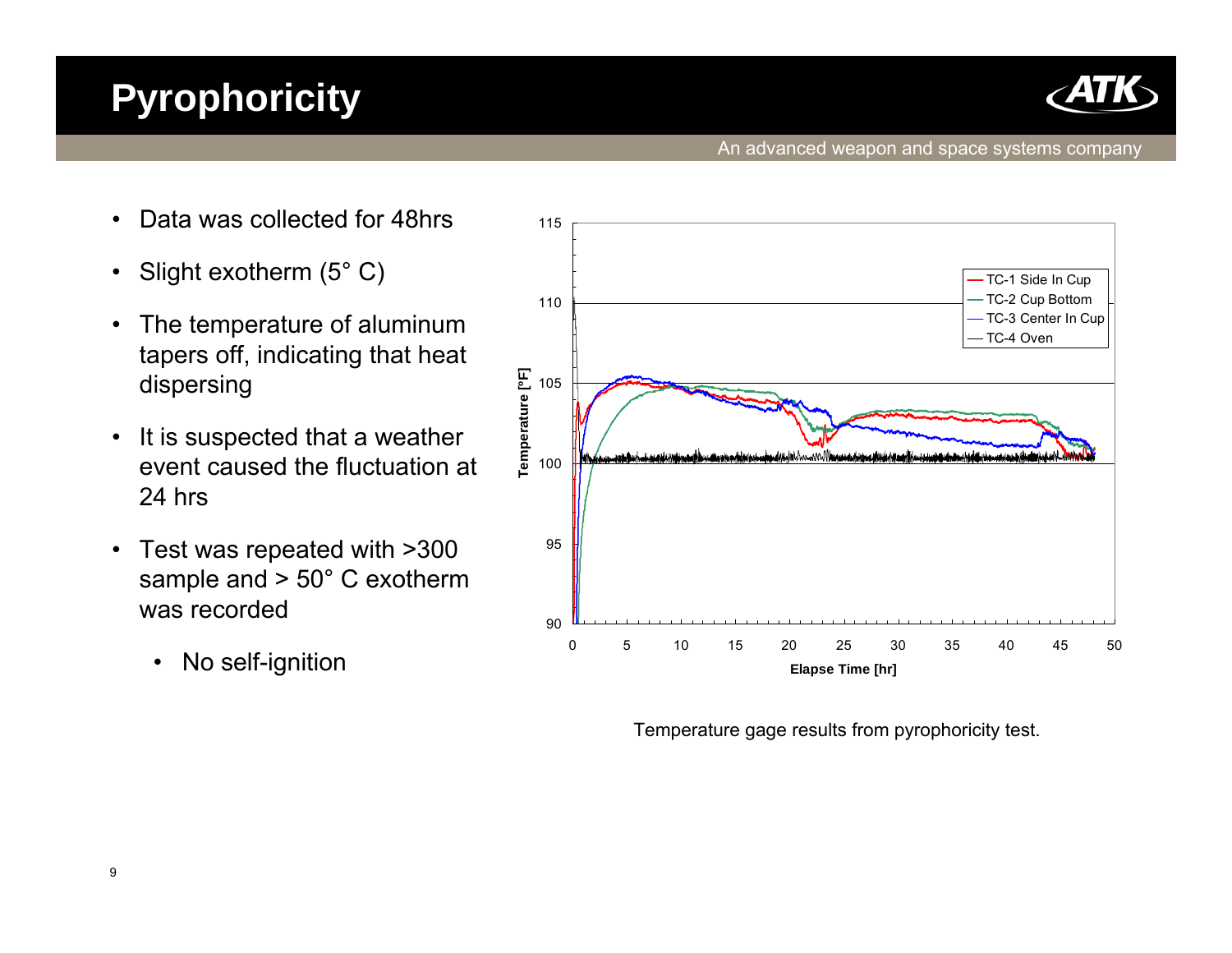# Pyrophoricity

An advanced weapon and space systems company

- Data was collected for 48hrs
- Slight exotherm (5° C)
- The temperature of aluminum tapers off, indicating that heat dispersing
- It is suspected that a weather event caused the fluctuation at 24 hrs
- Test was repeated with >300 sample and > 50° C exotherm was recorded
  - No self-ignition

Temperature gage results from pyrophoricity test.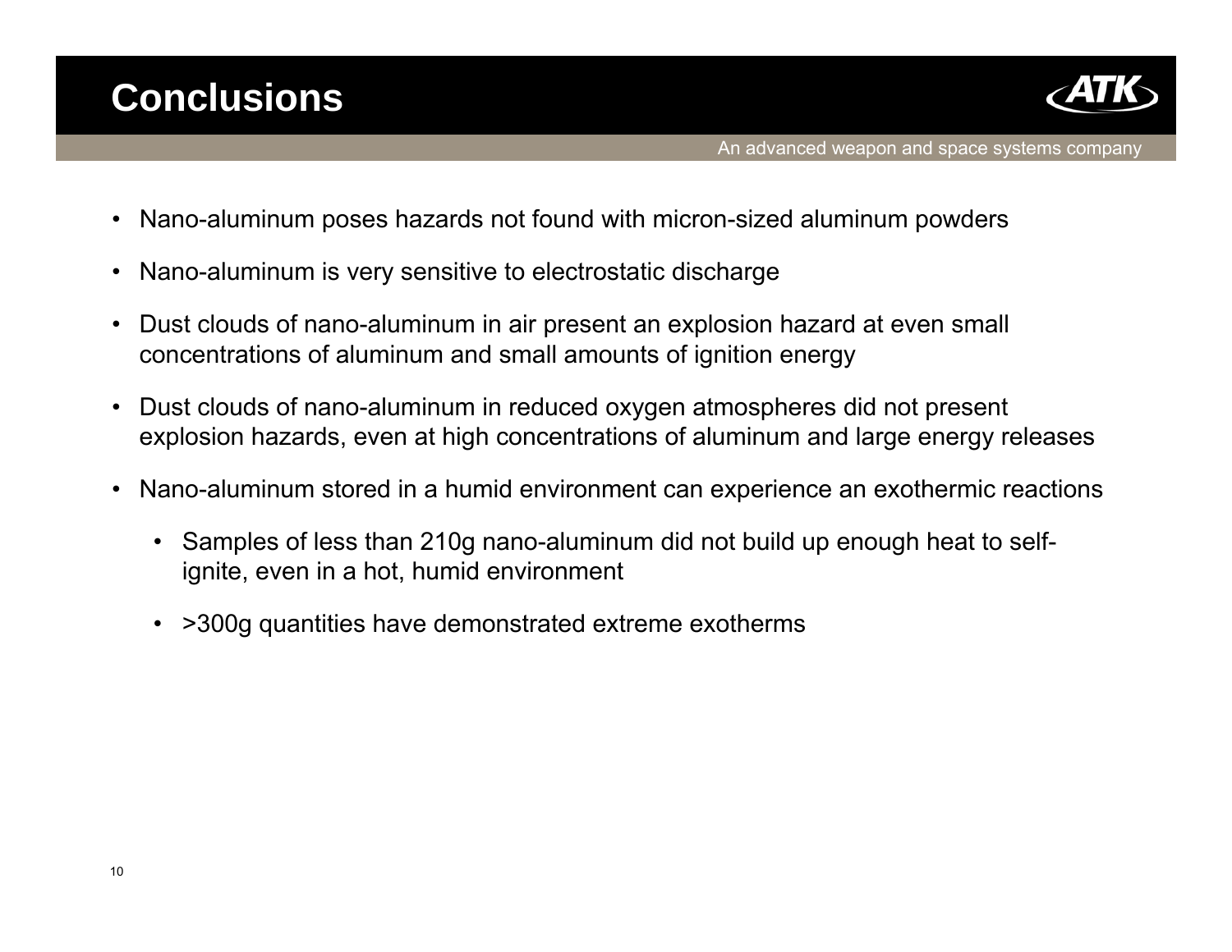# Conclusions

- Nano-aluminum poses hazards not found with micron-sized aluminum powders
- Nano-aluminum is very sensitive to electrostatic discharge
- Dust clouds of nano-aluminum in air present an explosion hazard at even small concentrations of aluminum and small amounts of ignition energy
- Dust clouds of nano-aluminum in reduced oxygen atmospheres did not present explosion hazards, even at high concentrations of aluminum and large energy releases
- Nano-aluminum stored in a humid environment can experience an exothermic reactions
  - Samples of less than 210g nano-aluminum did not build up enough heat to self-ignite, even in a hot, humid environment
  - >300g quantities have demonstrated extreme exotherms